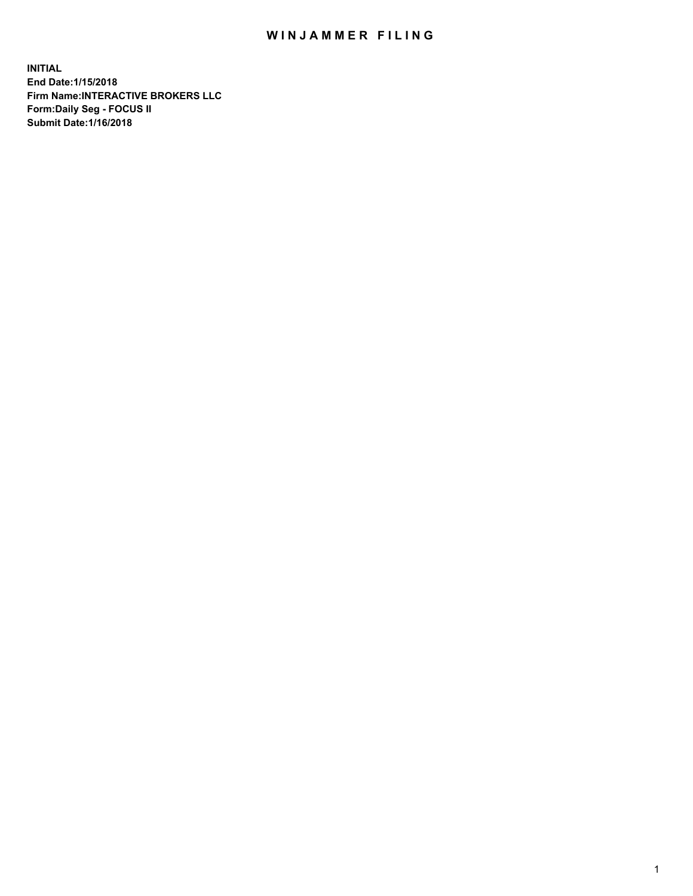# WINJAMMER FILING

**INITIAL**
**End Date:1/15/2018**
**Firm Name:INTERACTIVE BROKERS LLC**
**Form:Daily Seg - FOCUS II**
**Submit Date:1/16/2018**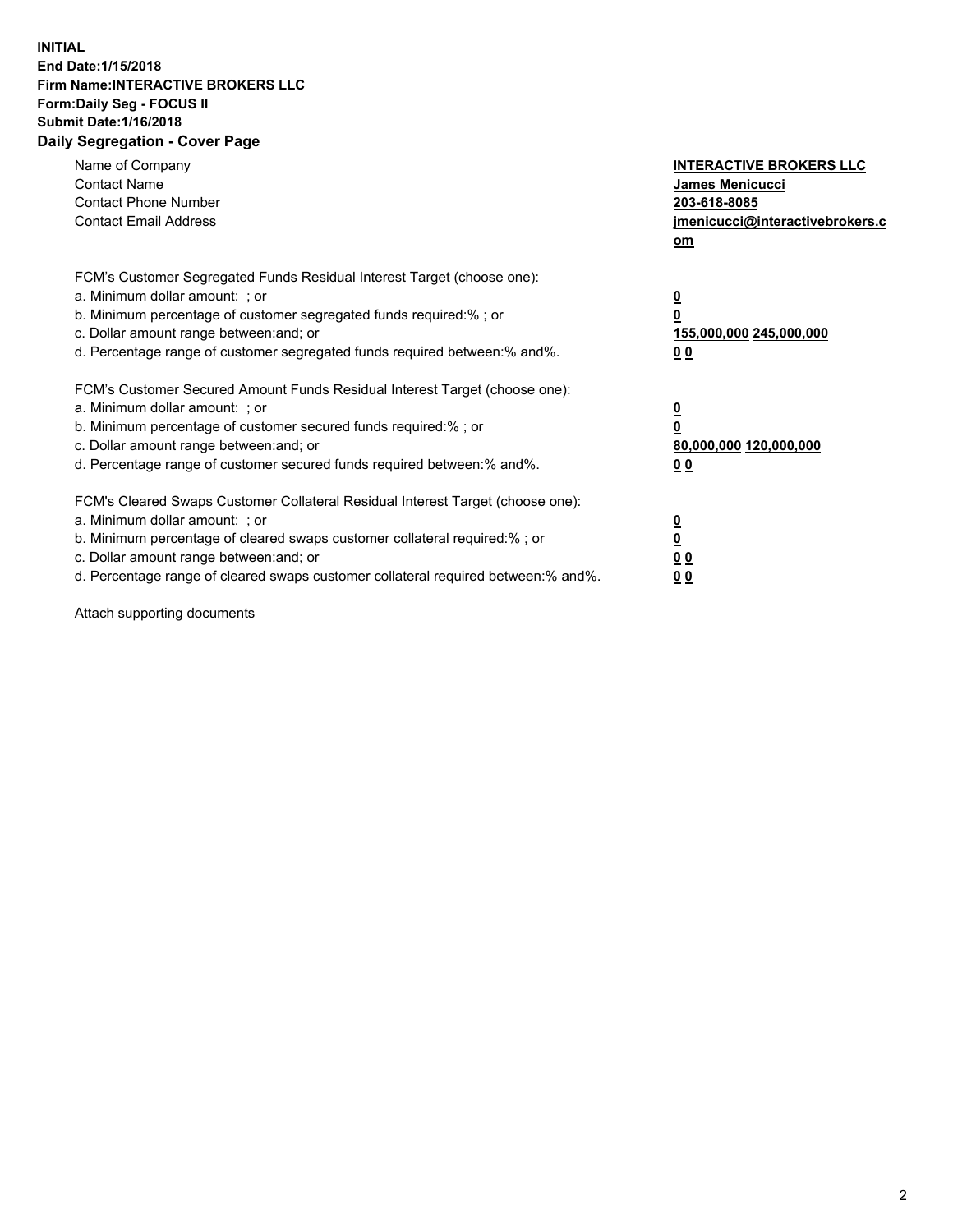**INITIAL**
**End Date:1/15/2018**
**Firm Name:INTERACTIVE BROKERS LLC**
**Form:Daily Seg - FOCUS II**
**Submit Date:1/16/2018**
**Daily Segregation - Cover Page**

| | |
|---|---|
| Name of Company | **INTERACTIVE BROKERS LLC** |
| Contact Name | **James Menicucci** |
| Contact Phone Number | **203-618-8085** |
| Contact Email Address | **jmenicucci@interactivebrokers.com** |

FCM's Customer Segregated Funds Residual Interest Target (choose one):

| | |
|---|---|
| a. Minimum dollar amount: ; or | **0** |
| b. Minimum percentage of customer segregated funds required:% ; or | **0** |
| c. Dollar amount range between:and; or | **155,000,000 245,000,000** |
| d. Percentage range of customer segregated funds required between:% and%. | **0 0** |

FCM's Customer Secured Amount Funds Residual Interest Target (choose one):

| | |
|---|---|
| a. Minimum dollar amount: ; or | **0** |
| b. Minimum percentage of customer secured funds required:% ; or | **0** |
| c. Dollar amount range between:and; or | **80,000,000 120,000,000** |
| d. Percentage range of customer secured funds required between:% and%. | **0 0** |

FCM's Cleared Swaps Customer Collateral Residual Interest Target (choose one):

| | |
|---|---|
| a. Minimum dollar amount: ; or | **0** |
| b. Minimum percentage of cleared swaps customer collateral required:% ; or | **0** |
| c. Dollar amount range between:and; or | **0 0** |
| d. Percentage range of cleared swaps customer collateral required between:% and%. | **0 0** |

Attach supporting documents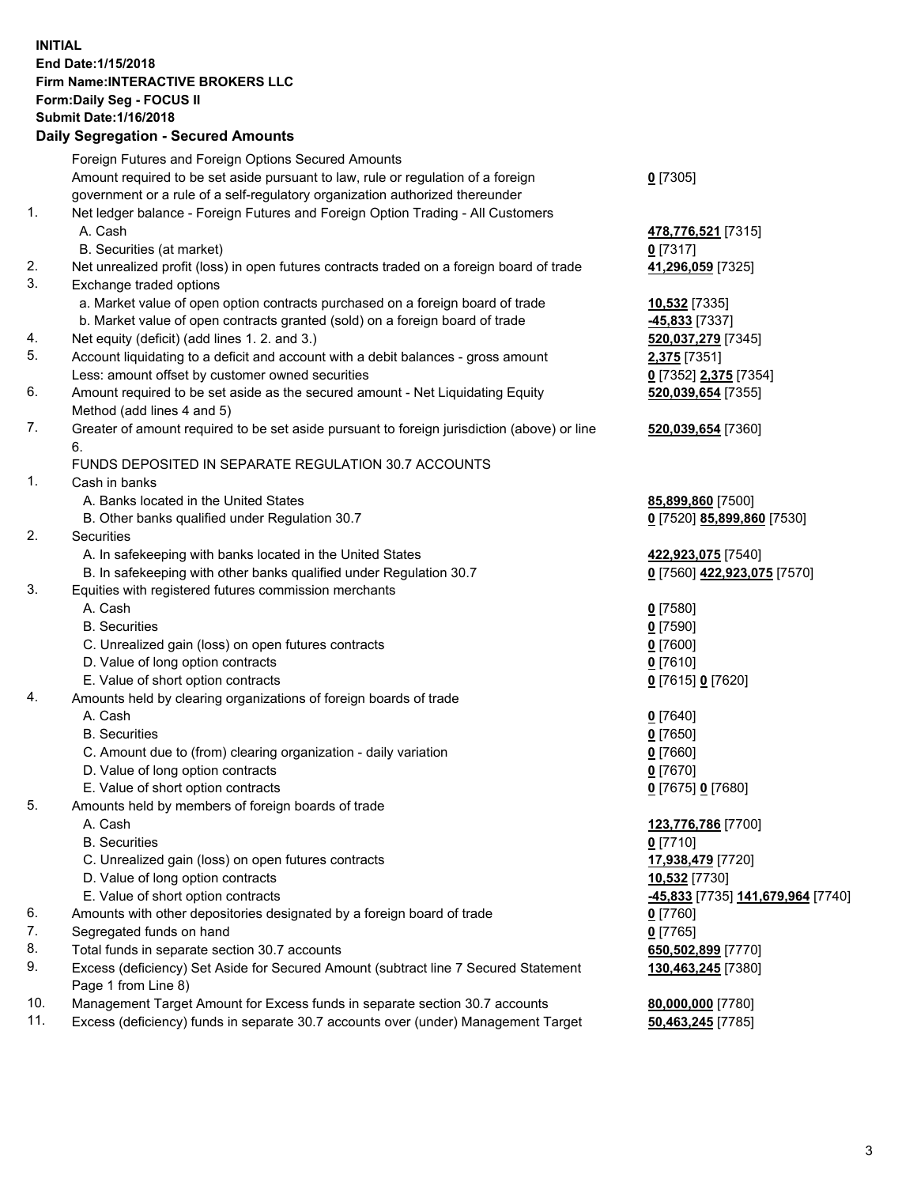**INITIAL**
**End Date:1/15/2018**
**Firm Name:INTERACTIVE BROKERS LLC**
**Form:Daily Seg - FOCUS II**
**Submit Date:1/16/2018**
**Daily Segregation - Secured Amounts**

| | | |
|---|---|---|
| | Foreign Futures and Foreign Options Secured Amounts | |
| | Amount required to be set aside pursuant to law, rule or regulation of a foreign government or a rule of a self-regulatory organization authorized thereunder | **0** [7305] |
| 1. | Net ledger balance - Foreign Futures and Foreign Option Trading - All Customers | |
| | A. Cash | **478,776,521** [7315] |
| | B. Securities (at market) | **0** [7317] |
| 2. | Net unrealized profit (loss) in open futures contracts traded on a foreign board of trade | **41,296,059** [7325] |
| 3. | Exchange traded options | |
| | a. Market value of open option contracts purchased on a foreign board of trade | **10,532** [7335] |
| | b. Market value of open contracts granted (sold) on a foreign board of trade | **-45,833** [7337] |
| 4. | Net equity (deficit) (add lines 1. 2. and 3.) | **520,037,279** [7345] |
| 5. | Account liquidating to a deficit and account with a debit balances - gross amount | **2,375** [7351] |
| | Less: amount offset by customer owned securities | **0** [7352] **2,375** [7354] |
| 6. | Amount required to be set aside as the secured amount - Net Liquidating Equity Method (add lines 4 and 5) | **520,039,654** [7355] |
| 7. | Greater of amount required to be set aside pursuant to foreign jurisdiction (above) or line 6. | **520,039,654** [7360] |
| | FUNDS DEPOSITED IN SEPARATE REGULATION 30.7 ACCOUNTS | |
| 1. | Cash in banks | |
| | A. Banks located in the United States | **85,899,860** [7500] |
| | B. Other banks qualified under Regulation 30.7 | **0** [7520] **85,899,860** [7530] |
| 2. | Securities | |
| | A. In safekeeping with banks located in the United States | **422,923,075** [7540] |
| | B. In safekeeping with other banks qualified under Regulation 30.7 | **0** [7560] **422,923,075** [7570] |
| 3. | Equities with registered futures commission merchants | |
| | A. Cash | **0** [7580] |
| | B. Securities | **0** [7590] |
| | C. Unrealized gain (loss) on open futures contracts | **0** [7600] |
| | D. Value of long option contracts | **0** [7610] |
| | E. Value of short option contracts | **0** [7615] **0** [7620] |
| 4. | Amounts held by clearing organizations of foreign boards of trade | |
| | A. Cash | **0** [7640] |
| | B. Securities | **0** [7650] |
| | C. Amount due to (from) clearing organization - daily variation | **0** [7660] |
| | D. Value of long option contracts | **0** [7670] |
| | E. Value of short option contracts | **0** [7675] **0** [7680] |
| 5. | Amounts held by members of foreign boards of trade | |
| | A. Cash | **123,776,786** [7700] |
| | B. Securities | **0** [7710] |
| | C. Unrealized gain (loss) on open futures contracts | **17,938,479** [7720] |
| | D. Value of long option contracts | **10,532** [7730] |
| | E. Value of short option contracts | **-45,833** [7735] **141,679,964** [7740] |
| 6. | Amounts with other depositories designated by a foreign board of trade | **0** [7760] |
| 7. | Segregated funds on hand | **0** [7765] |
| 8. | Total funds in separate section 30.7 accounts | **650,502,899** [7770] |
| 9. | Excess (deficiency) Set Aside for Secured Amount (subtract line 7 Secured Statement Page 1 from Line 8) | **130,463,245** [7380] |
| 10. | Management Target Amount for Excess funds in separate section 30.7 accounts | **80,000,000** [7780] |
| 11. | Excess (deficiency) funds in separate 30.7 accounts over (under) Management Target | **50,463,245** [7785] |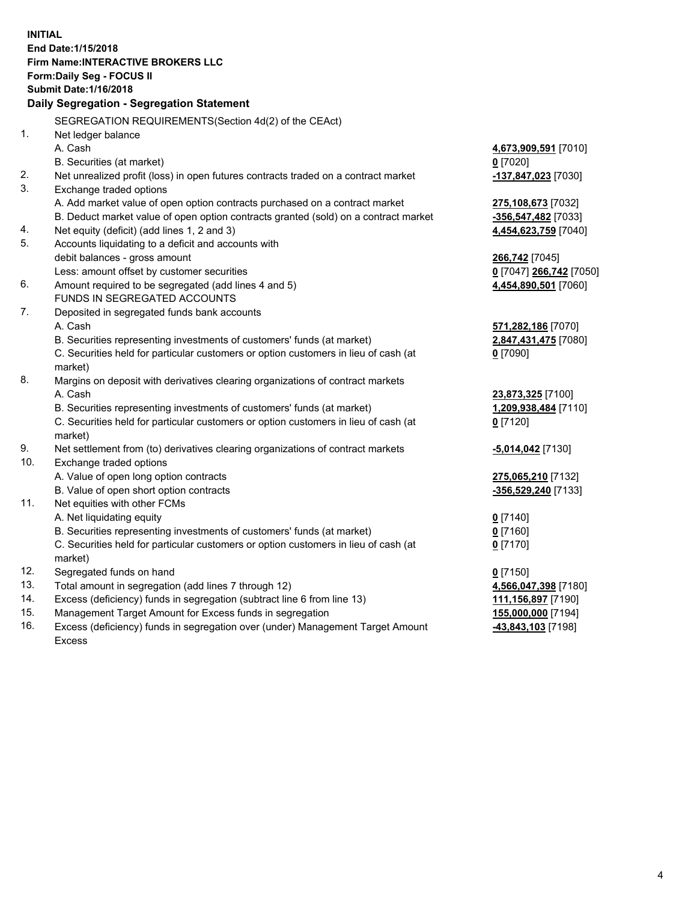**INITIAL**
**End Date:1/15/2018**
**Firm Name:INTERACTIVE BROKERS LLC**
**Form:Daily Seg - FOCUS II**
**Submit Date:1/16/2018**
**Daily Segregation - Segregation Statement**

SEGREGATION REQUIREMENTS(Section 4d(2) of the CEAct)

| | | |
|---|---|---|
| 1. | Net ledger balance | |
| | A. Cash | **4,673,909,591** [7010] |
| | B. Securities (at market) | **0** [7020] |
| 2. | Net unrealized profit (loss) in open futures contracts traded on a contract market | **-137,847,023** [7030] |
| 3. | Exchange traded options | |
| | A. Add market value of open option contracts purchased on a contract market | **275,108,673** [7032] |
| | B. Deduct market value of open option contracts granted (sold) on a contract market | **-356,547,482** [7033] |
| 4. | Net equity (deficit) (add lines 1, 2 and 3) | **4,454,623,759** [7040] |
| 5. | Accounts liquidating to a deficit and accounts with | |
| | debit balances - gross amount | **266,742** [7045] |
| | Less: amount offset by customer securities | **0** [7047] **266,742** [7050] |
| 6. | Amount required to be segregated (add lines 4 and 5) | **4,454,890,501** [7060] |
| | FUNDS IN SEGREGATED ACCOUNTS | |
| 7. | Deposited in segregated funds bank accounts | |
| | A. Cash | **571,282,186** [7070] |
| | B. Securities representing investments of customers' funds (at market) | **2,847,431,475** [7080] |
| | C. Securities held for particular customers or option customers in lieu of cash (at market) | **0** [7090] |
| 8. | Margins on deposit with derivatives clearing organizations of contract markets | |
| | A. Cash | **23,873,325** [7100] |
| | B. Securities representing investments of customers' funds (at market) | **1,209,938,484** [7110] |
| | C. Securities held for particular customers or option customers in lieu of cash (at market) | **0** [7120] |
| 9. | Net settlement from (to) derivatives clearing organizations of contract markets | **-5,014,042** [7130] |
| 10. | Exchange traded options | |
| | A. Value of open long option contracts | **275,065,210** [7132] |
| | B. Value of open short option contracts | **-356,529,240** [7133] |
| 11. | Net equities with other FCMs | |
| | A. Net liquidating equity | **0** [7140] |
| | B. Securities representing investments of customers' funds (at market) | **0** [7160] |
| | C. Securities held for particular customers or option customers in lieu of cash (at market) | **0** [7170] |
| 12. | Segregated funds on hand | **0** [7150] |
| 13. | Total amount in segregation (add lines 7 through 12) | **4,566,047,398** [7180] |
| 14. | Excess (deficiency) funds in segregation (subtract line 6 from line 13) | **111,156,897** [7190] |
| 15. | Management Target Amount for Excess funds in segregation | **155,000,000** [7194] |
| 16. | Excess (deficiency) funds in segregation over (under) Management Target Amount Excess | **-43,843,103** [7198] |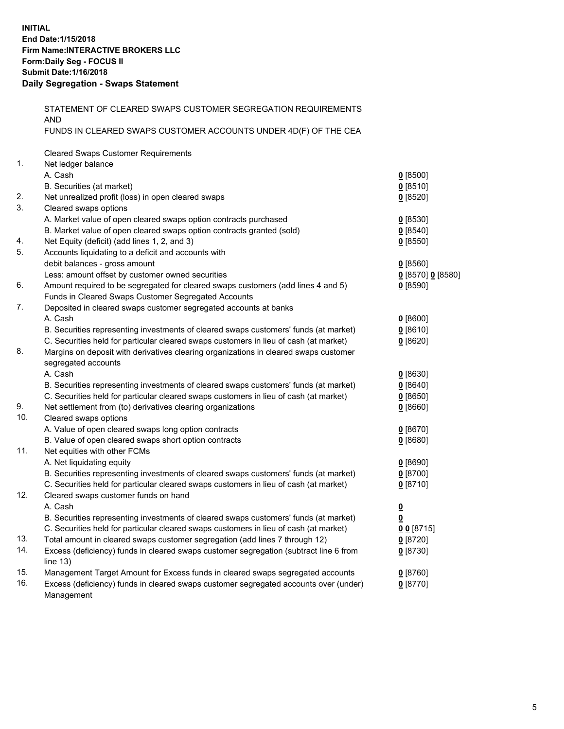**INITIAL**
**End Date:1/15/2018**
**Firm Name:INTERACTIVE BROKERS LLC**
**Form:Daily Seg - FOCUS II**
**Submit Date:1/16/2018**
**Daily Segregation - Swaps Statement**

STATEMENT OF CLEARED SWAPS CUSTOMER SEGREGATION REQUIREMENTS AND FUNDS IN CLEARED SWAPS CUSTOMER ACCOUNTS UNDER 4D(F) OF THE CEA

| | | |
|---|---|---|
| | Cleared Swaps Customer Requirements | |
| 1. | Net ledger balance | |
| | A. Cash | 0 [8500] |
| | B. Securities (at market) | 0 [8510] |
| 2. | Net unrealized profit (loss) in open cleared swaps | 0 [8520] |
| 3. | Cleared swaps options | |
| | A. Market value of open cleared swaps option contracts purchased | 0 [8530] |
| | B. Market value of open cleared swaps option contracts granted (sold) | 0 [8540] |
| 4. | Net Equity (deficit) (add lines 1, 2, and 3) | 0 [8550] |
| 5. | Accounts liquidating to a deficit and accounts with debit balances - gross amount | 0 [8560] |
| | Less: amount offset by customer owned securities | 0 [8570] 0 [8580] |
| 6. | Amount required to be segregated for cleared swaps customers (add lines 4 and 5) | 0 [8590] |
| | Funds in Cleared Swaps Customer Segregated Accounts | |
| 7. | Deposited in cleared swaps customer segregated accounts at banks | |
| | A. Cash | 0 [8600] |
| | B. Securities representing investments of cleared swaps customers' funds (at market) | 0 [8610] |
| | C. Securities held for particular cleared swaps customers in lieu of cash (at market) | 0 [8620] |
| 8. | Margins on deposit with derivatives clearing organizations in cleared swaps customer segregated accounts | |
| | A. Cash | 0 [8630] |
| | B. Securities representing investments of cleared swaps customers' funds (at market) | 0 [8640] |
| | C. Securities held for particular cleared swaps customers in lieu of cash (at market) | 0 [8650] |
| 9. | Net settlement from (to) derivatives clearing organizations | 0 [8660] |
| 10. | Cleared swaps options | |
| | A. Value of open cleared swaps long option contracts | 0 [8670] |
| | B. Value of open cleared swaps short option contracts | 0 [8680] |
| 11. | Net equities with other FCMs | |
| | A. Net liquidating equity | 0 [8690] |
| | B. Securities representing investments of cleared swaps customers' funds (at market) | 0 [8700] |
| | C. Securities held for particular cleared swaps customers in lieu of cash (at market) | 0 [8710] |
| 12. | Cleared swaps customer funds on hand | |
| | A. Cash | 0 |
| | B. Securities representing investments of cleared swaps customers' funds (at market) | 0 |
| | C. Securities held for particular cleared swaps customers in lieu of cash (at market) | 0 0 [8715] |
| 13. | Total amount in cleared swaps customer segregation (add lines 7 through 12) | 0 [8720] |
| 14. | Excess (deficiency) funds in cleared swaps customer segregation (subtract line 6 from line 13) | 0 [8730] |
| 15. | Management Target Amount for Excess funds in cleared swaps segregated accounts | 0 [8760] |
| 16. | Excess (deficiency) funds in cleared swaps customer segregated accounts over (under) Management | 0 [8770] |